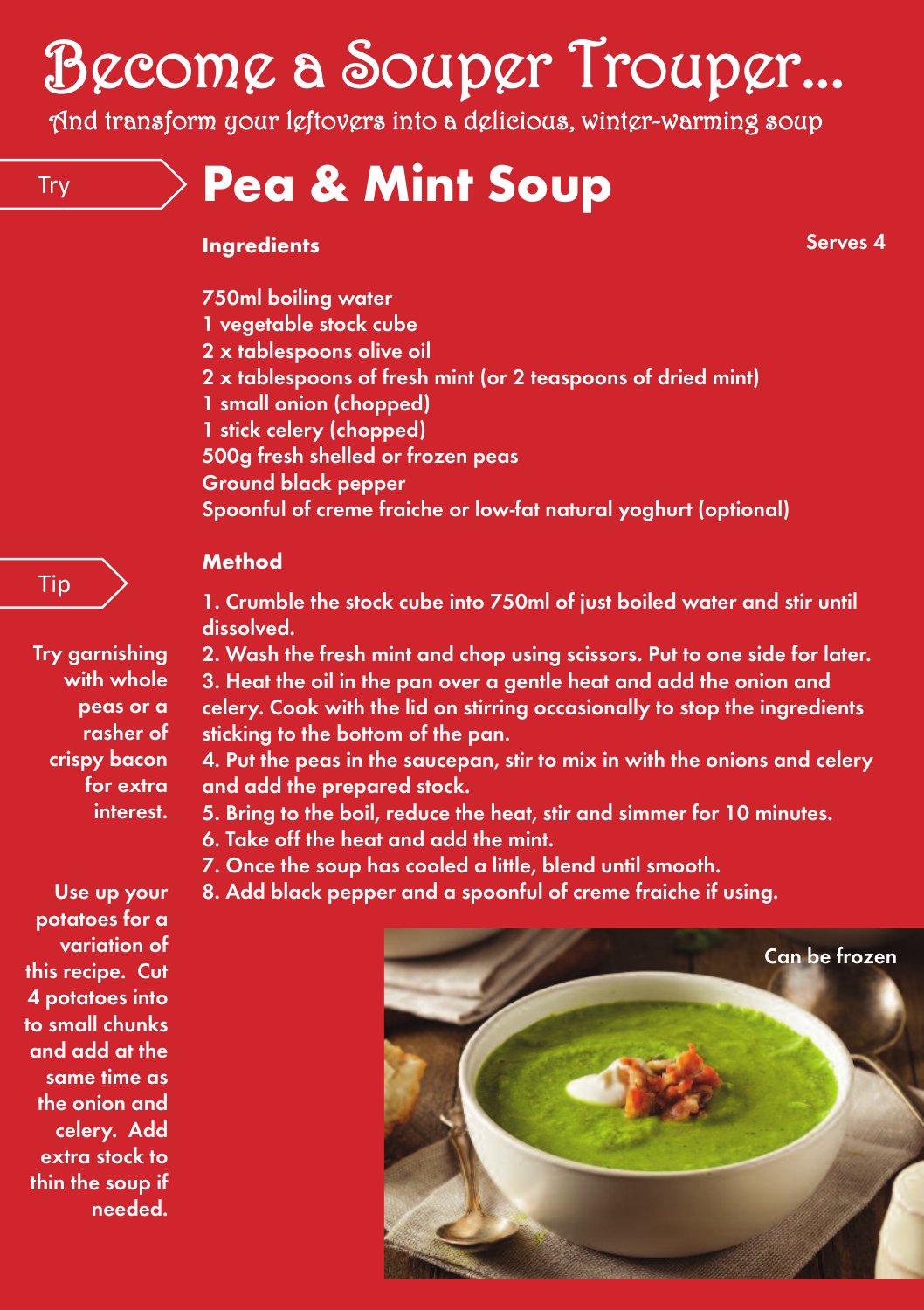# Become a Souper Trouper...

And transform your leftovers into a delicious, winter-warming soup

Try

## Pea & Mint Soup

### Ingredients

Serves 4

750ml boiling water
1 vegetable stock cube
2 x tablespoons olive oil
2 x tablespoons of fresh mint (or 2 teaspoons of dried mint)
1 small onion (chopped)
1 stick celery (chopped)
500g fresh shelled or frozen peas
Ground black pepper
Spoonful of creme fraiche or low-fat natural yoghurt (optional)

### Method

1. Crumble the stock cube into 750ml of just boiled water and stir until dissolved.
2. Wash the fresh mint and chop using scissors. Put to one side for later.
3. Heat the oil in the pan over a gentle heat and add the onion and celery. Cook with the lid on stirring occasionally to stop the ingredients sticking to the bottom of the pan.
4. Put the peas in the saucepan, stir to mix in with the onions and celery and add the prepared stock.
5. Bring to the boil, reduce the heat, stir and simmer for 10 minutes.
6. Take off the heat and add the mint.
7. Once the soup has cooled a little, blend until smooth.
8. Add black pepper and a spoonful of creme fraiche if using.

Tip

Try garnishing with whole peas or a rasher of crispy bacon for extra interest.

Use up your potatoes for a variation of this recipe. Cut 4 potatoes into to small chunks and add at the same time as the onion and celery. Add extra stock to thin the soup if needed.

Can be frozen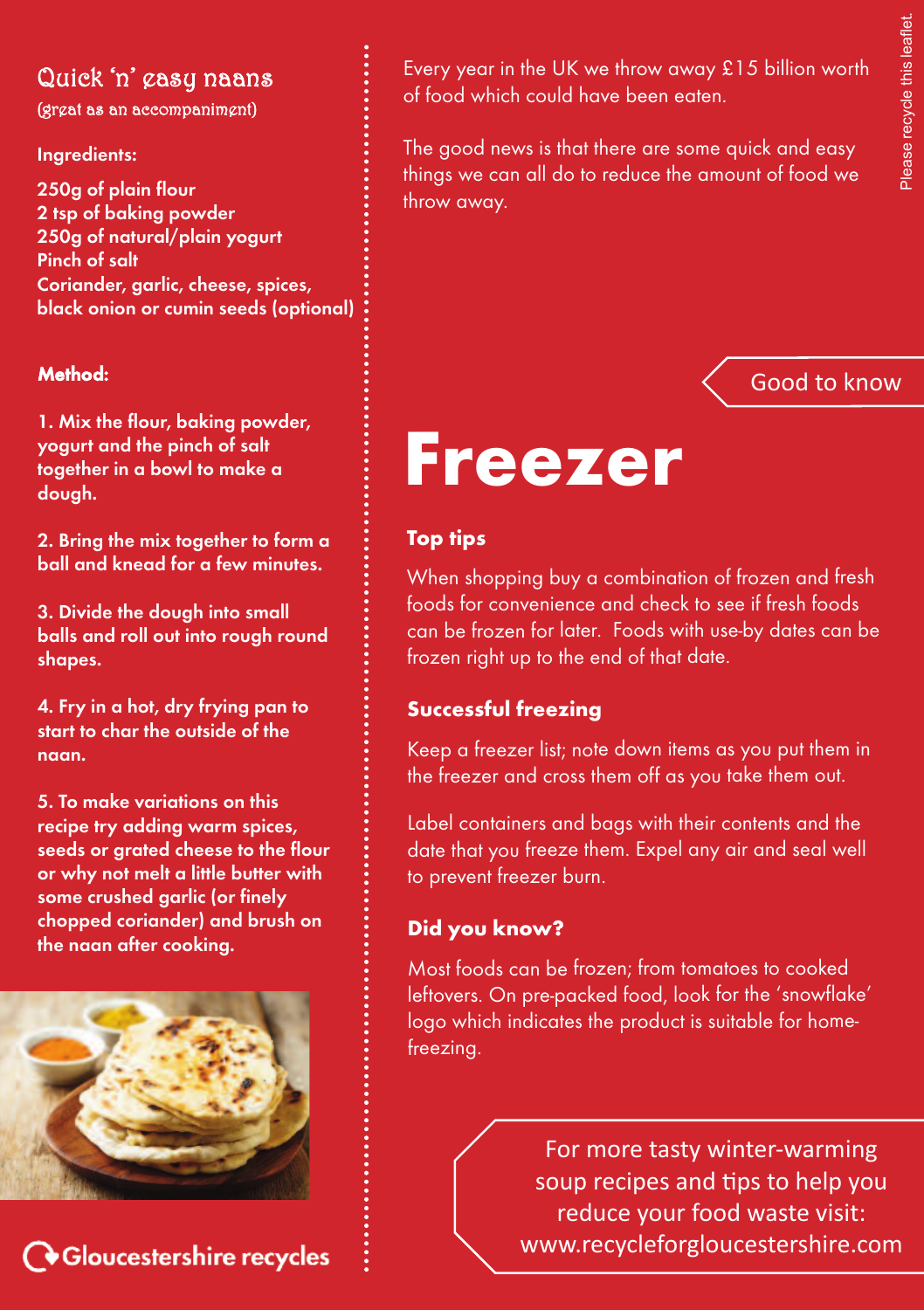## Quick 'n' easy naans

(great as an accompaniment)

**Ingredients:**

**250g of plain flour**
**2 tsp of baking powder**
**250g of natural/plain yogurt**
**Pinch of salt**
**Coriander, garlic, cheese, spices, black onion or cumin seeds (optional)**

**Method:**

**1. Mix the flour, baking powder, yogurt and the pinch of salt together in a bowl to make a dough.**

**2. Bring the mix together to form a ball and knead for a few minutes.**

**3. Divide the dough into small balls and roll out into rough round shapes.**

**4. Fry in a hot, dry frying pan to start to char the outside of the naan.**

**5. To make variations on this recipe try adding warm spices, seeds or grated cheese to the flour or why not melt a little butter with some crushed garlic (or finely chopped coriander) and brush on the naan after cooking.**

Gloucestershire recycles

Every year in the UK we throw away £15 billion worth of food which could have been eaten.

The good news is that there are some quick and easy things we can all do to reduce the amount of food we throw away.

Good to know

# Freezer

### Top tips

When shopping buy a combination of frozen and fresh foods for convenience and check to see if fresh foods can be frozen for later. Foods with use-by dates can be frozen right up to the end of that date.

### Successful freezing

Keep a freezer list; note down items as you put them in the freezer and cross them off as you take them out.

Label containers and bags with their contents and the date that you freeze them. Expel any air and seal well to prevent freezer burn.

### Did you know?

Most foods can be frozen; from tomatoes to cooked leftovers. On pre-packed food, look for the 'snowflake' logo which indicates the product is suitable for home-freezing.

For more tasty winter-warming soup recipes and tips to help you reduce your food waste visit: www.recycleforgloucestershire.com

Please recycle this leaflet.